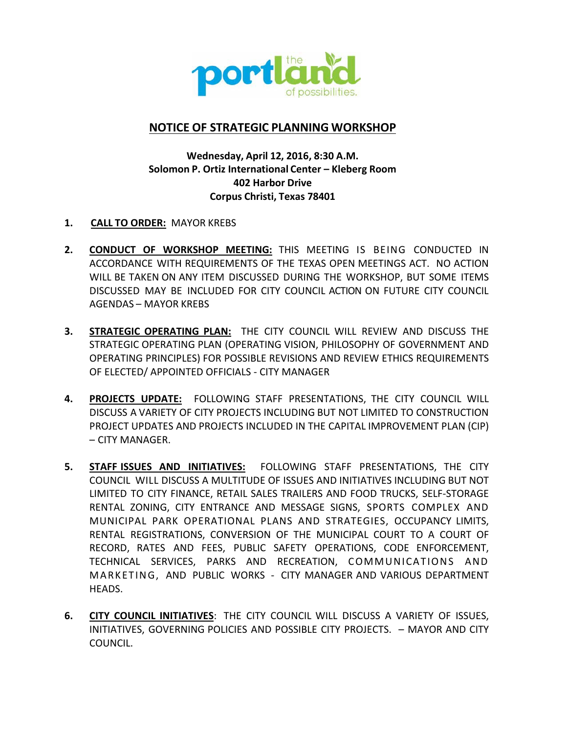the portland of possibilities.

## NOTICE OF STRATEGIC PLANNING WORKSHOP

**Wednesday, April 12, 2016, 8:30 A.M.**
**Solomon P. Ortiz International Center – Kleberg Room**
**402 Harbor Drive**
**Corpus Christi, Texas 78401**

1. **CALL TO ORDER:** MAYOR KREBS

2. **CONDUCT OF WORKSHOP MEETING:** THIS MEETING IS BEING CONDUCTED IN ACCORDANCE WITH REQUIREMENTS OF THE TEXAS OPEN MEETINGS ACT. NO ACTION WILL BE TAKEN ON ANY ITEM DISCUSSED DURING THE WORKSHOP, BUT SOME ITEMS DISCUSSED MAY BE INCLUDED FOR CITY COUNCIL ACTION ON FUTURE CITY COUNCIL AGENDAS – MAYOR KREBS

3. **STRATEGIC OPERATING PLAN:** THE CITY COUNCIL WILL REVIEW AND DISCUSS THE STRATEGIC OPERATING PLAN (OPERATING VISION, PHILOSOPHY OF GOVERNMENT AND OPERATING PRINCIPLES) FOR POSSIBLE REVISIONS AND REVIEW ETHICS REQUIREMENTS OF ELECTED/ APPOINTED OFFICIALS - CITY MANAGER

4. **PROJECTS UPDATE:** FOLLOWING STAFF PRESENTATIONS, THE CITY COUNCIL WILL DISCUSS A VARIETY OF CITY PROJECTS INCLUDING BUT NOT LIMITED TO CONSTRUCTION PROJECT UPDATES AND PROJECTS INCLUDED IN THE CAPITAL IMPROVEMENT PLAN (CIP) – CITY MANAGER.

5. **STAFF ISSUES AND INITIATIVES:** FOLLOWING STAFF PRESENTATIONS, THE CITY COUNCIL WILL DISCUSS A MULTITUDE OF ISSUES AND INITIATIVES INCLUDING BUT NOT LIMITED TO CITY FINANCE, RETAIL SALES TRAILERS AND FOOD TRUCKS, SELF-STORAGE RENTAL ZONING, CITY ENTRANCE AND MESSAGE SIGNS, SPORTS COMPLEX AND MUNICIPAL PARK OPERATIONAL PLANS AND STRATEGIES, OCCUPANCY LIMITS, RENTAL REGISTRATIONS, CONVERSION OF THE MUNICIPAL COURT TO A COURT OF RECORD, RATES AND FEES, PUBLIC SAFETY OPERATIONS, CODE ENFORCEMENT, TECHNICAL SERVICES, PARKS AND RECREATION, COMMUNICATIONS AND MARKETING, AND PUBLIC WORKS - CITY MANAGER AND VARIOUS DEPARTMENT HEADS.

6. **CITY COUNCIL INITIATIVES**: THE CITY COUNCIL WILL DISCUSS A VARIETY OF ISSUES, INITIATIVES, GOVERNING POLICIES AND POSSIBLE CITY PROJECTS. – MAYOR AND CITY COUNCIL.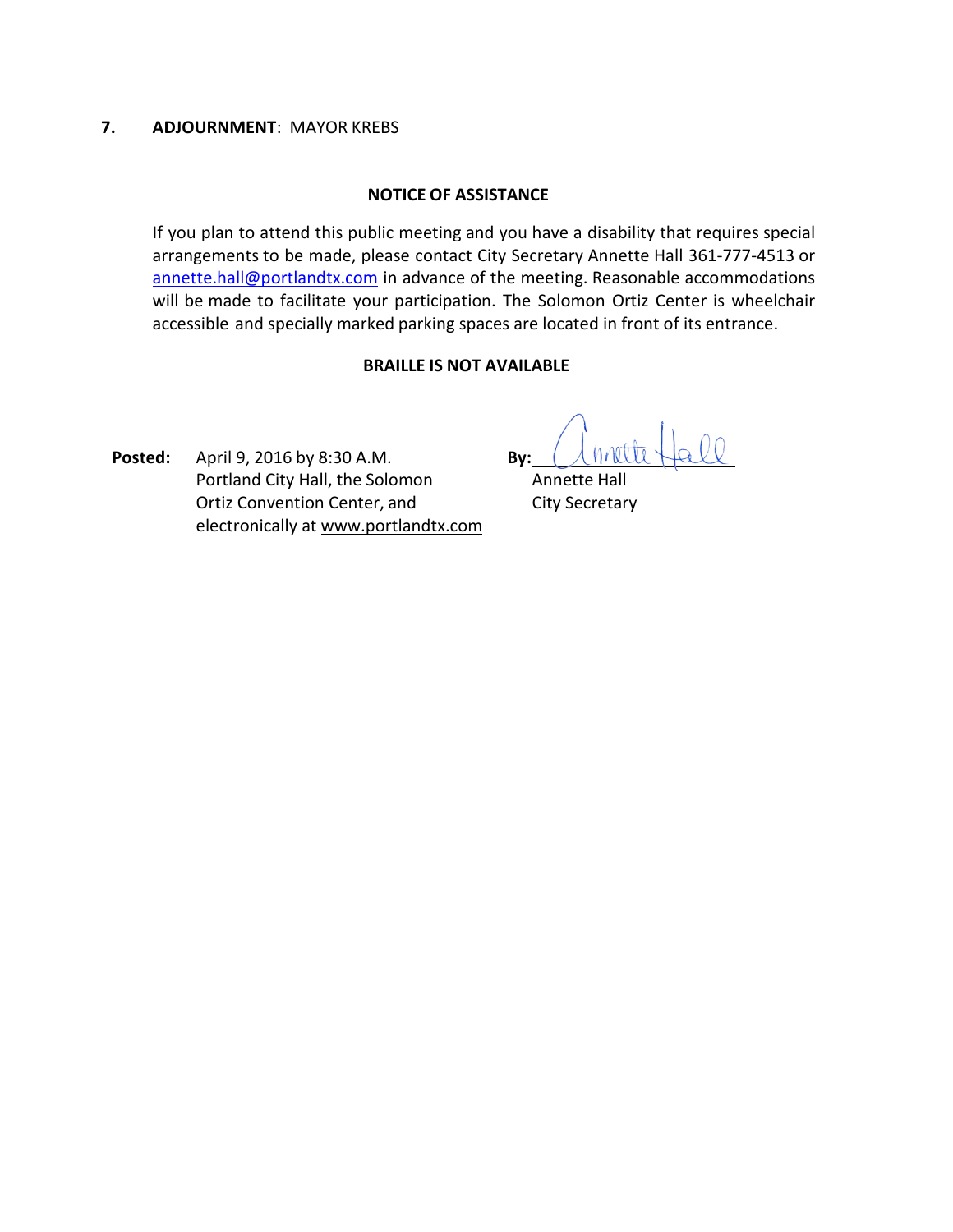**7. ADJOURNMENT**: MAYOR KREBS

**NOTICE OF ASSISTANCE**

If you plan to attend this public meeting and you have a disability that requires special arrangements to be made, please contact City Secretary Annette Hall 361-777-4513 or annette.hall@portlandtx.com in advance of the meeting. Reasonable accommodations will be made to facilitate your participation. The Solomon Ortiz Center is wheelchair accessible and specially marked parking spaces are located in front of its entrance.

**BRAILLE IS NOT AVAILABLE**

**Posted:** April 9, 2016 by 8:30 A.M.
Portland City Hall, the Solomon Ortiz Convention Center, and electronically at www.portlandtx.com

**By:** Annette Hall
Annette Hall
City Secretary